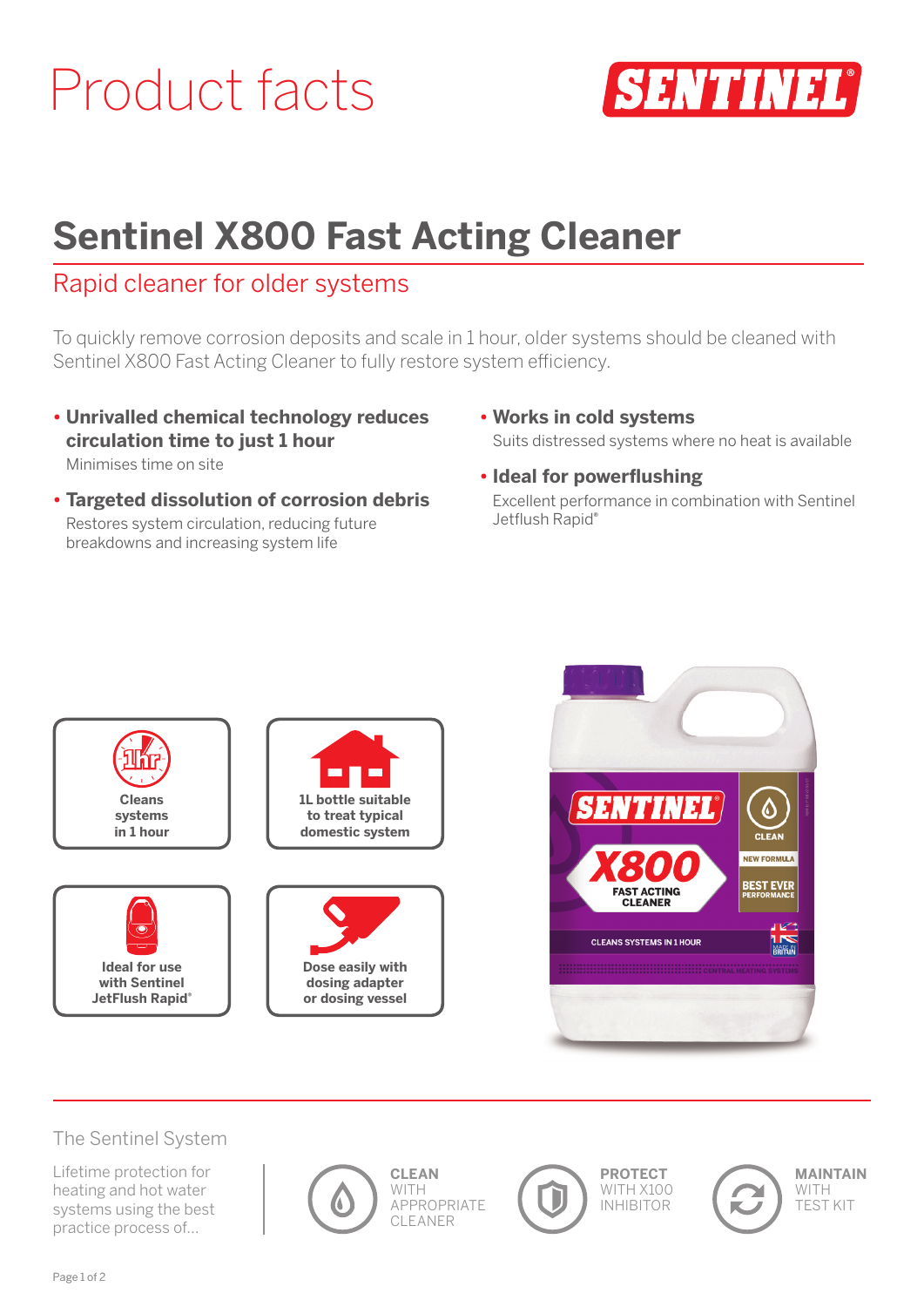# Product facts

SENTINEL®

## Sentinel X800 Fast Acting Cleaner

### Rapid cleaner for older systems

To quickly remove corrosion deposits and scale in 1 hour, older systems should be cleaned with Sentinel X800 Fast Acting Cleaner to fully restore system efficiency.

- **Unrivalled chemical technology reduces circulation time to just 1 hour**
  Minimises time on site
- **Targeted dissolution of corrosion debris**
  Restores system circulation, reducing future breakdowns and increasing system life
- **Works in cold systems**
  Suits distressed systems where no heat is available
- **Ideal for powerflushing**
  Excellent performance in combination with Sentinel Jetflush Rapid®

**Cleans systems in 1 hour**

**1L bottle suitable to treat typical domestic system**

**Ideal for use with Sentinel JetFlush Rapid®**

**Dose easily with dosing adapter or dosing vessel**

### The Sentinel System

Lifetime protection for heating and hot water systems using the best practice process of...

**CLEAN** WITH APPROPRIATE CLEANER

**PROTECT** WITH X100 INHIBITOR

**MAINTAIN** WITH TEST KIT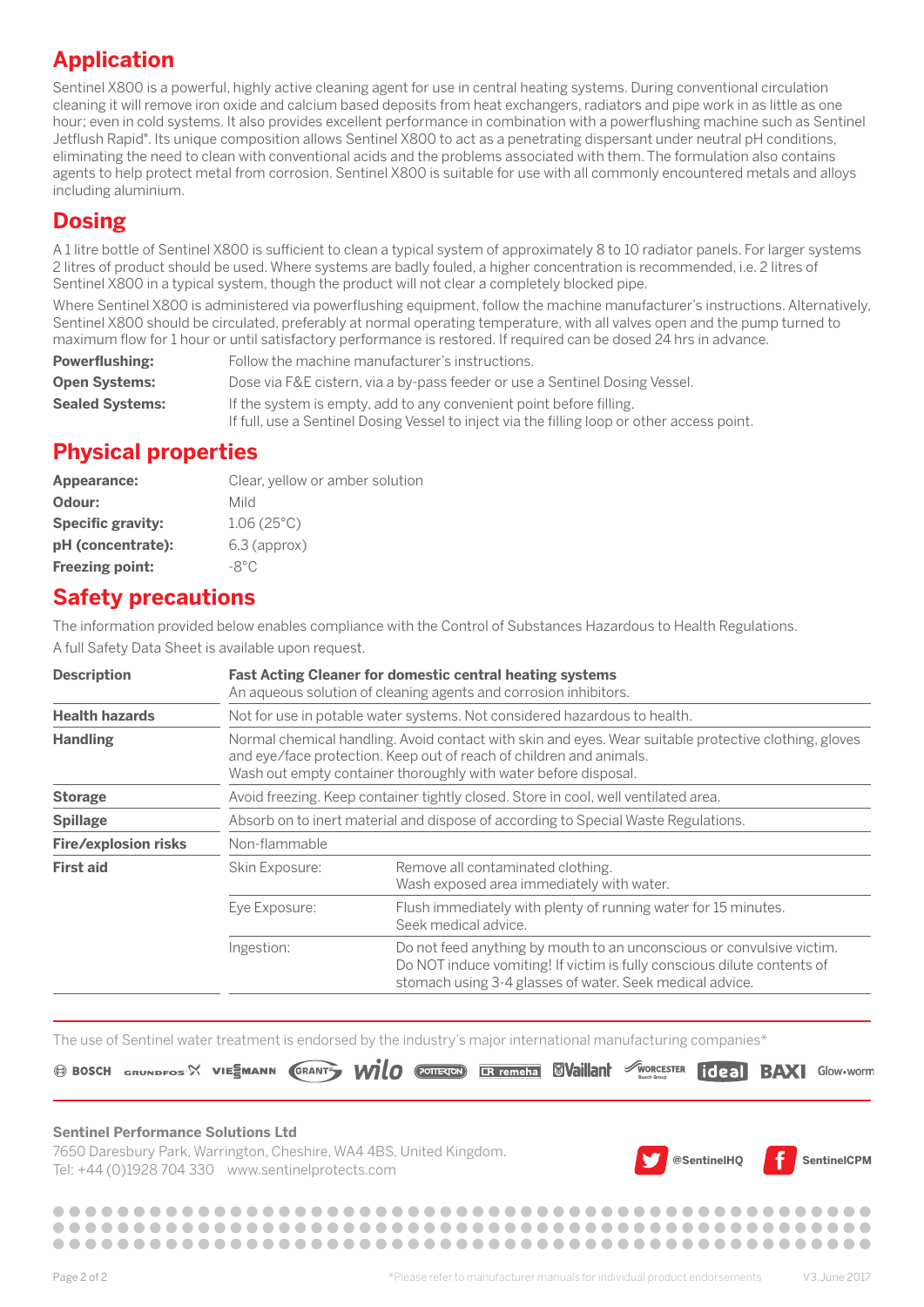## Application

Sentinel X800 is a powerful, highly active cleaning agent for use in central heating systems. During conventional circulation cleaning it will remove iron oxide and calcium based deposits from heat exchangers, radiators and pipe work in as little as one hour; even in cold systems. It also provides excellent performance in combination with a powerflushing machine such as Sentinel Jetflush Rapid*. Its unique composition allows Sentinel X800 to act as a penetrating dispersant under neutral pH conditions, eliminating the need to clean with conventional acids and the problems associated with them. The formulation also contains agents to help protect metal from corrosion. Sentinel X800 is suitable for use with all commonly encountered metals and alloys including aluminium.

## Dosing

A 1 litre bottle of Sentinel X800 is sufficient to clean a typical system of approximately 8 to 10 radiator panels. For larger systems 2 litres of product should be used. Where systems are badly fouled, a higher concentration is recommended, i.e. 2 litres of Sentinel X800 in a typical system, though the product will not clear a completely blocked pipe.

Where Sentinel X800 is administered via powerflushing equipment, follow the machine manufacturer's instructions. Alternatively, Sentinel X800 should be circulated, preferably at normal operating temperature, with all valves open and the pump turned to maximum flow for 1 hour or until satisfactory performance is restored. If required can be dosed 24 hrs in advance.

| | |
|---|---|
| **Powerflushing:** | Follow the machine manufacturer's instructions. |
| **Open Systems:** | Dose via F&E cistern, via a by-pass feeder or use a Sentinel Dosing Vessel. |
| **Sealed Systems:** | If the system is empty, add to any convenient point before filling.<br>If full, use a Sentinel Dosing Vessel to inject via the filling loop or other access point. |

## Physical properties

| | |
|---|---|
| **Appearance:** | Clear, yellow or amber solution |
| **Odour:** | Mild |
| **Specific gravity:** | 1.06 (25°C) |
| **pH (concentrate):** | 6.3 (approx) |
| **Freezing point:** | -8°C |

## Safety precautions

The information provided below enables compliance with the Control of Substances Hazardous to Health Regulations.

A full Safety Data Sheet is available upon request.

| | | |
|---|---|---|
| **Description** | **Fast Acting Cleaner for domestic central heating systems**<br>An aqueous solution of cleaning agents and corrosion inhibitors. | |
| **Health hazards** | Not for use in potable water systems. Not considered hazardous to health. | |
| **Handling** | Normal chemical handling. Avoid contact with skin and eyes. Wear suitable protective clothing, gloves and eye/face protection. Keep out of reach of children and animals.<br>Wash out empty container thoroughly with water before disposal. | |
| **Storage** | Avoid freezing. Keep container tightly closed. Store in cool, well ventilated area. | |
| **Spillage** | Absorb on to inert material and dispose of according to Special Waste Regulations. | |
| **Fire/explosion risks** | Non-flammable | |
| **First aid** | Skin Exposure: | Remove all contaminated clothing.<br>Wash exposed area immediately with water. |
| | Eye Exposure: | Flush immediately with plenty of running water for 15 minutes.<br>Seek medical advice. |
| | Ingestion: | Do not feed anything by mouth to an unconscious or convulsive victim. Do NOT induce vomiting! If victim is fully conscious dilute contents of stomach using 3-4 glasses of water. Seek medical advice. |

The use of Sentinel water treatment is endorsed by the industry's major international manufacturing companies*

BOSCH GRUNDFOS VIESSMANN GRANT wilo POTTERTON remeha Vaillant WORCESTER ideal BAXI Glow-worm

**Sentinel Performance Solutions Ltd**

7650 Daresbury Park, Warrington, Cheshire, WA4 4BS, United Kingdom.
Tel: +44 (0)1928 704 330 www.sentinelprotects.com

@SentinelHQ SentinelCPM

*Please refer to manufacturer manuals for individual product endorsements

V3 June 2017